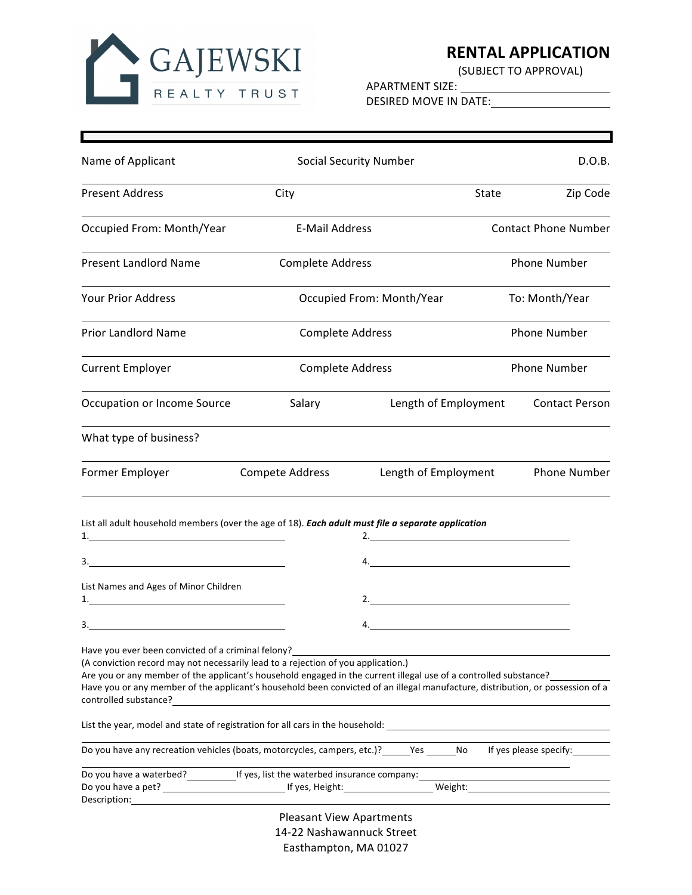GAJEWSKI
REALTY TRUST

# RENTAL APPLICATION

(SUBJECT TO APPROVAL)

APARTMENT SIZE: ______________________

DESIRED MOVE IN DATE: ______________________

| Name of Applicant | Social Security Number | | D.O.B. |
|---|---|---|---|
| Present Address | City | State | Zip Code |
| Occupied From: Month/Year | E-Mail Address | | Contact Phone Number |
| Present Landlord Name | Complete Address | | Phone Number |
| Your Prior Address | Occupied From: Month/Year | | To: Month/Year |
| Prior Landlord Name | Complete Address | | Phone Number |
| Current Employer | Complete Address | | Phone Number |
| Occupation or Income Source | Salary | Length of Employment | Contact Person |
| What type of business? | | | |
| Former Employer | Compete Address | Length of Employment | Phone Number |

List all adult household members (over the age of 18). ***Each adult must file a separate application***

1.______________________ 2.______________________

3.______________________ 4.______________________

List Names and Ages of Minor Children

1.______________________ 2.______________________

3.______________________ 4.______________________

Have you ever been convicted of a criminal felony?______________________

(A conviction record may not necessarily lead to a rejection of you application.)

Are you or any member of the applicant's household engaged in the current illegal use of a controlled substance?__________

Have you or any member of the applicant's household been convicted of an illegal manufacture, distribution, or possession of a controlled substance?______________________

List the year, model and state of registration for all cars in the household: ______________________

Do you have any recreation vehicles (boats, motorcycles, campers, etc.)?______Yes ______No If yes please specify:________

Do you have a waterbed?__________If yes, list the waterbed insurance company:______________________

Do you have a pet? ______________________ If yes, Height:________________ Weight:______________________

Description:______________________

Pleasant View Apartments
14-22 Nashawannuck Street
Easthampton, MA 01027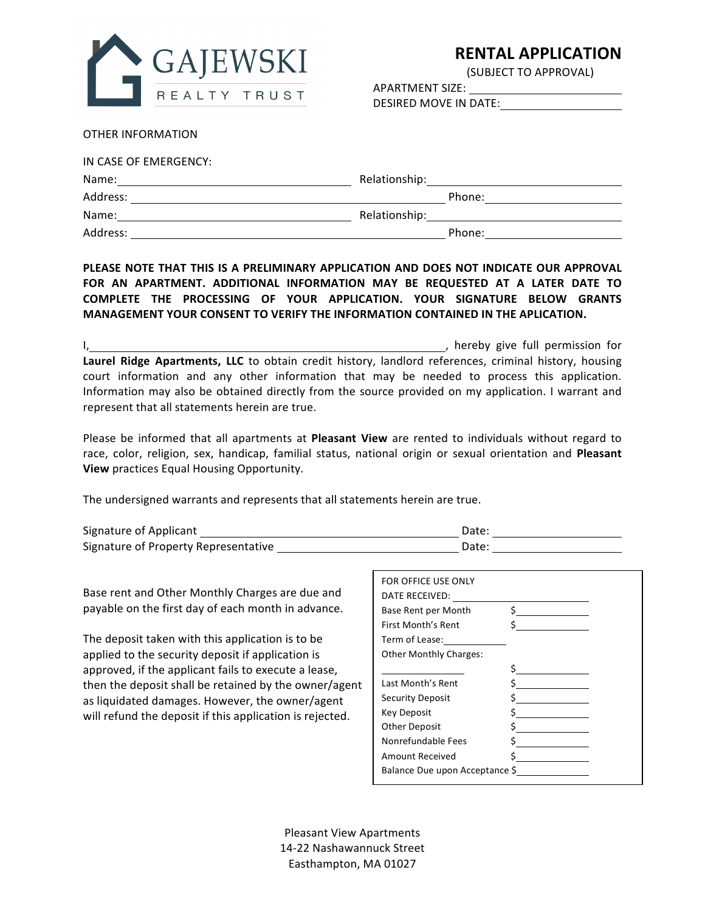GAJEWSKI

REALTY TRUST

# RENTAL APPLICATION

(SUBJECT TO APPROVAL)

APARTMENT SIZE: ____________________

DESIRED MOVE IN DATE: ____________________

OTHER INFORMATION

IN CASE OF EMERGENCY:

Name: ______________________________ Relationship: ______________________________

Address: ______________________________ Phone: ______________________________

Name: ______________________________ Relationship: ______________________________

Address: ______________________________ Phone: ______________________________

**PLEASE NOTE THAT THIS IS A PRELIMINARY APPLICATION AND DOES NOT INDICATE OUR APPROVAL FOR AN APARTMENT. ADDITIONAL INFORMATION MAY BE REQUESTED AT A LATER DATE TO COMPLETE THE PROCESSING OF YOUR APPLICATION. YOUR SIGNATURE BELOW GRANTS MANAGEMENT YOUR CONSENT TO VERIFY THE INFORMATION CONTAINED IN THE APLICATION.**

I, ____________________________________________, hereby give full permission for **Laurel Ridge Apartments, LLC** to obtain credit history, landlord references, criminal history, housing court information and any other information that may be needed to process this application. Information may also be obtained directly from the source provided on my application. I warrant and represent that all statements herein are true.

Please be informed that all apartments at **Pleasant View** are rented to individuals without regard to race, color, religion, sex, handicap, familial status, national origin or sexual orientation and **Pleasant View** practices Equal Housing Opportunity.

The undersigned warrants and represents that all statements herein are true.

Signature of Applicant ______________________________ Date: ____________________

Signature of Property Representative ______________________________ Date: ____________________

Base rent and Other Monthly Charges are due and payable on the first day of each month in advance.

The deposit taken with this application is to be applied to the security deposit if application is approved, if the applicant fails to execute a lease, then the deposit shall be retained by the owner/agent as liquidated damages. However, the owner/agent will refund the deposit if this application is rejected.

FOR OFFICE USE ONLY

| | |
|---|---|
| DATE RECEIVED: | |
| Base Rent per Month | $ |
| First Month's Rent | $ |
| Term of Lease: | |
| Other Monthly Charges: | |
| ____________ | $ |
| Last Month's Rent | $ |
| Security Deposit | $ |
| Key Deposit | $ |
| Other Deposit | $ |
| Nonrefundable Fees | $ |
| Amount Received | $ |
| Balance Due upon Acceptance | $ |

Pleasant View Apartments
14-22 Nashawannuck Street
Easthampton, MA 01027